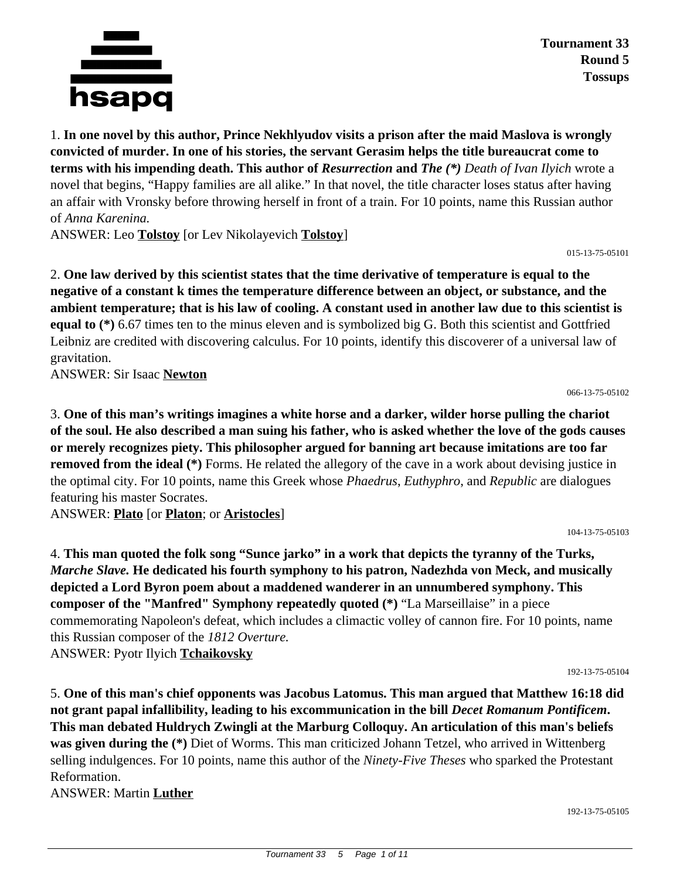**Tournament 33**
**Round 5**
**Tossups**

1. **In one novel by this author, Prince Nekhlyudov visits a prison after the maid Maslova is wrongly convicted of murder. In one of his stories, the servant Gerasim helps the title bureaucrat come to terms with his impending death. This author of *Resurrection* and *The (*)*** *Death of Ivan Ilyich* wrote a novel that begins, "Happy families are all alike." In that novel, the title character loses status after having an affair with Vronsky before throwing herself in front of a train. For 10 points, name this Russian author of *Anna Karenina.*
ANSWER: Leo **Tolstoy** [or Lev Nikolayevich **Tolstoy**]

015-13-75-05101

2. **One law derived by this scientist states that the time derivative of temperature is equal to the negative of a constant k times the temperature difference between an object, or substance, and the ambient temperature; that is his law of cooling. A constant used in another law due to this scientist is equal to (*)** 6.67 times ten to the minus eleven and is symbolized big G. Both this scientist and Gottfried Leibniz are credited with discovering calculus. For 10 points, identify this discoverer of a universal law of gravitation.
ANSWER: Sir Isaac **Newton**

066-13-75-05102

3. **One of this man's writings imagines a white horse and a darker, wilder horse pulling the chariot of the soul. He also described a man suing his father, who is asked whether the love of the gods causes or merely recognizes piety. This philosopher argued for banning art because imitations are too far removed from the ideal (*)** Forms. He related the allegory of the cave in a work about devising justice in the optimal city. For 10 points, name this Greek whose *Phaedrus*, *Euthyphro*, and *Republic* are dialogues featuring his master Socrates.
ANSWER: **Plato** [or **Platon**; or **Aristocles**]

104-13-75-05103

4. **This man quoted the folk song "Sunce jarko" in a work that depicts the tyranny of the Turks, *Marche Slave.* He dedicated his fourth symphony to his patron, Nadezhda von Meck, and musically depicted a Lord Byron poem about a maddened wanderer in an unnumbered symphony. This composer of the "Manfred" Symphony repeatedly quoted (*)** "La Marseillaise" in a piece commemorating Napoleon's defeat, which includes a climactic volley of cannon fire. For 10 points, name this Russian composer of the *1812 Overture.*
ANSWER: Pyotr Ilyich **Tchaikovsky**

192-13-75-05104

5. **One of this man's chief opponents was Jacobus Latomus. This man argued that Matthew 16:18 did not grant papal infallibility, leading to his excommunication in the bill *Decet Romanum Pontificem*. This man debated Huldrych Zwingli at the Marburg Colloquy. An articulation of this man's beliefs was given during the (*)** Diet of Worms. This man criticized Johann Tetzel, who arrived in Wittenberg selling indulgences. For 10 points, name this author of the *Ninety-Five Theses* who sparked the Protestant Reformation.
ANSWER: Martin **Luther**

192-13-75-05105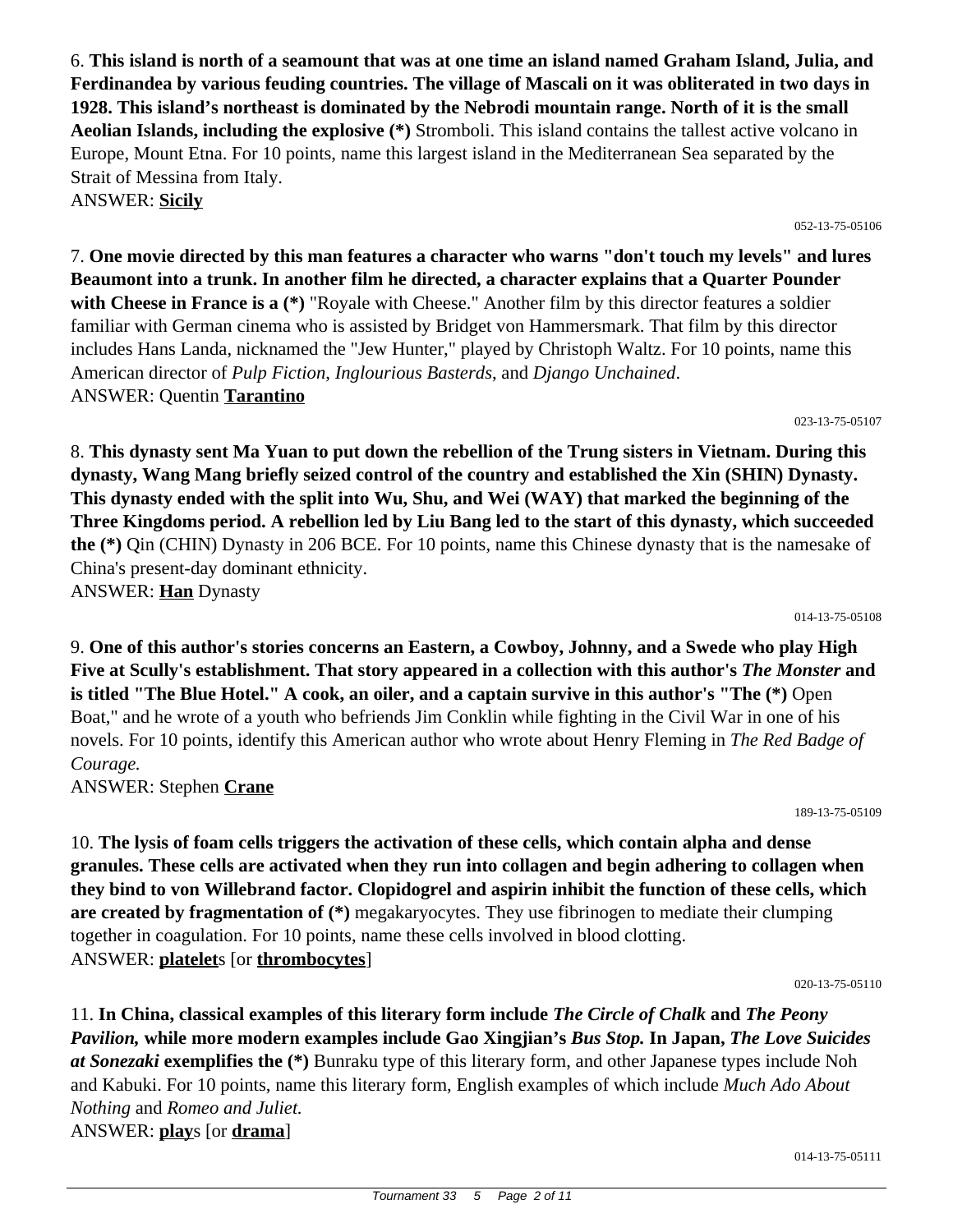6. **This island is north of a seamount that was at one time an island named Graham Island, Julia, and Ferdinandea by various feuding countries. The village of Mascali on it was obliterated in two days in 1928. This island's northeast is dominated by the Nebrodi mountain range. North of it is the small Aeolian Islands, including the explosive (*)** Stromboli. This island contains the tallest active volcano in Europe, Mount Etna. For 10 points, name this largest island in the Mediterranean Sea separated by the Strait of Messina from Italy.
ANSWER: **Sicily**

052-13-75-05106

7. **One movie directed by this man features a character who warns "don't touch my levels" and lures Beaumont into a trunk. In another film he directed, a character explains that a Quarter Pounder with Cheese in France is a (*)** "Royale with Cheese." Another film by this director features a soldier familiar with German cinema who is assisted by Bridget von Hammersmark. That film by this director includes Hans Landa, nicknamed the "Jew Hunter," played by Christoph Waltz. For 10 points, name this American director of *Pulp Fiction*, *Inglourious Basterds*, and *Django Unchained*.
ANSWER: Quentin **Tarantino**

023-13-75-05107

8. **This dynasty sent Ma Yuan to put down the rebellion of the Trung sisters in Vietnam. During this dynasty, Wang Mang briefly seized control of the country and established the Xin (SHIN) Dynasty. This dynasty ended with the split into Wu, Shu, and Wei (WAY) that marked the beginning of the Three Kingdoms period. A rebellion led by Liu Bang led to the start of this dynasty, which succeeded the (*)** Qin (CHIN) Dynasty in 206 BCE. For 10 points, name this Chinese dynasty that is the namesake of China's present-day dominant ethnicity.
ANSWER: **Han** Dynasty

014-13-75-05108

9. **One of this author's stories concerns an Eastern, a Cowboy, Johnny, and a Swede who play High Five at Scully's establishment. That story appeared in a collection with this author's *The Monster* and is titled "The Blue Hotel." A cook, an oiler, and a captain survive in this author's "The (*)** Open Boat," and he wrote of a youth who befriends Jim Conklin while fighting in the Civil War in one of his novels. For 10 points, identify this American author who wrote about Henry Fleming in *The Red Badge of Courage.*
ANSWER: Stephen **Crane**

189-13-75-05109

10. **The lysis of foam cells triggers the activation of these cells, which contain alpha and dense granules. These cells are activated when they run into collagen and begin adhering to collagen when they bind to von Willebrand factor. Clopidogrel and aspirin inhibit the function of these cells, which are created by fragmentation of (*)** megakaryocytes. They use fibrinogen to mediate their clumping together in coagulation. For 10 points, name these cells involved in blood clotting.
ANSWER: **platelet**s [or **thrombocytes**]

020-13-75-05110

11. **In China, classical examples of this literary form include *The Circle of Chalk* and *The Peony Pavilion,* while more modern examples include Gao Xingjian's *Bus Stop.* In Japan, *The Love Suicides at Sonezaki* exemplifies the (*)** Bunraku type of this literary form, and other Japanese types include Noh and Kabuki. For 10 points, name this literary form, English examples of which include *Much Ado About Nothing* and *Romeo and Juliet.*
ANSWER: **play**s [or **drama**]

014-13-75-05111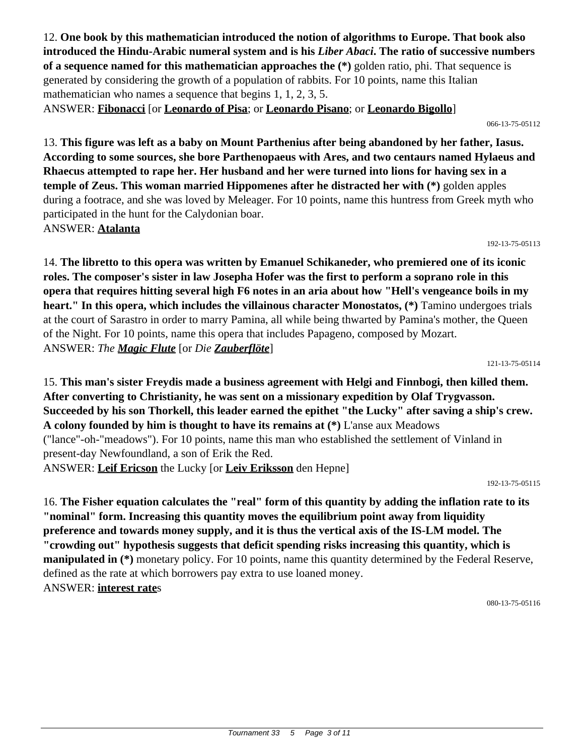12. **One book by this mathematician introduced the notion of algorithms to Europe. That book also introduced the Hindu-Arabic numeral system and is his *Liber Abaci*. The ratio of successive numbers of a sequence named for this mathematician approaches the (*)** golden ratio, phi. That sequence is generated by considering the growth of a population of rabbits. For 10 points, name this Italian mathematician who names a sequence that begins 1, 1, 2, 3, 5.
ANSWER: **<u>Fibonacci</u>** [or **<u>Leonardo of Pisa</u>**; or **<u>Leonardo Pisano</u>**; or **<u>Leonardo Bigollo</u>**]

066-13-75-05112

13. **This figure was left as a baby on Mount Parthenius after being abandoned by her father, Iasus. According to some sources, she bore Parthenopaeus with Ares, and two centaurs named Hylaeus and Rhaecus attempted to rape her. Her husband and her were turned into lions for having sex in a temple of Zeus. This woman married Hippomenes after he distracted her with (*)** golden apples during a footrace, and she was loved by Meleager. For 10 points, name this huntress from Greek myth who participated in the hunt for the Calydonian boar.
ANSWER: **<u>Atalanta</u>**

192-13-75-05113

14. **The libretto to this opera was written by Emanuel Schikaneder, who premiered one of its iconic roles. The composer's sister in law Josepha Hofer was the first to perform a soprano role in this opera that requires hitting several high F6 notes in an aria about how "Hell's vengeance boils in my heart." In this opera, which includes the villainous character Monostatos, (*)** Tamino undergoes trials at the court of Sarastro in order to marry Pamina, all while being thwarted by Pamina's mother, the Queen of the Night. For 10 points, name this opera that includes Papageno, composed by Mozart.
ANSWER: *The **<u>Magic Flute</u>*** [or *Die **<u>Zauberflöte</u>***]

121-13-75-05114

15. **This man's sister Freydis made a business agreement with Helgi and Finnbogi, then killed them. After converting to Christianity, he was sent on a missionary expedition by Olaf Trygvasson. Succeeded by his son Thorkell, this leader earned the epithet "the Lucky" after saving a ship's crew. A colony founded by him is thought to have its remains at (*)** L'anse aux Meadows ("lance"-oh-"meadows"). For 10 points, name this man who established the settlement of Vinland in present-day Newfoundland, a son of Erik the Red.
ANSWER: **<u>Leif Ericson</u>** the Lucky [or **<u>Leiv Eriksson</u>** den Hepne]

192-13-75-05115

16. **The Fisher equation calculates the "real" form of this quantity by adding the inflation rate to its "nominal" form. Increasing this quantity moves the equilibrium point away from liquidity preference and towards money supply, and it is thus the vertical axis of the IS-LM model. The "crowding out" hypothesis suggests that deficit spending risks increasing this quantity, which is manipulated in (*)** monetary policy. For 10 points, name this quantity determined by the Federal Reserve, defined as the rate at which borrowers pay extra to use loaned money.
ANSWER: **<u>interest rate</u>**s

080-13-75-05116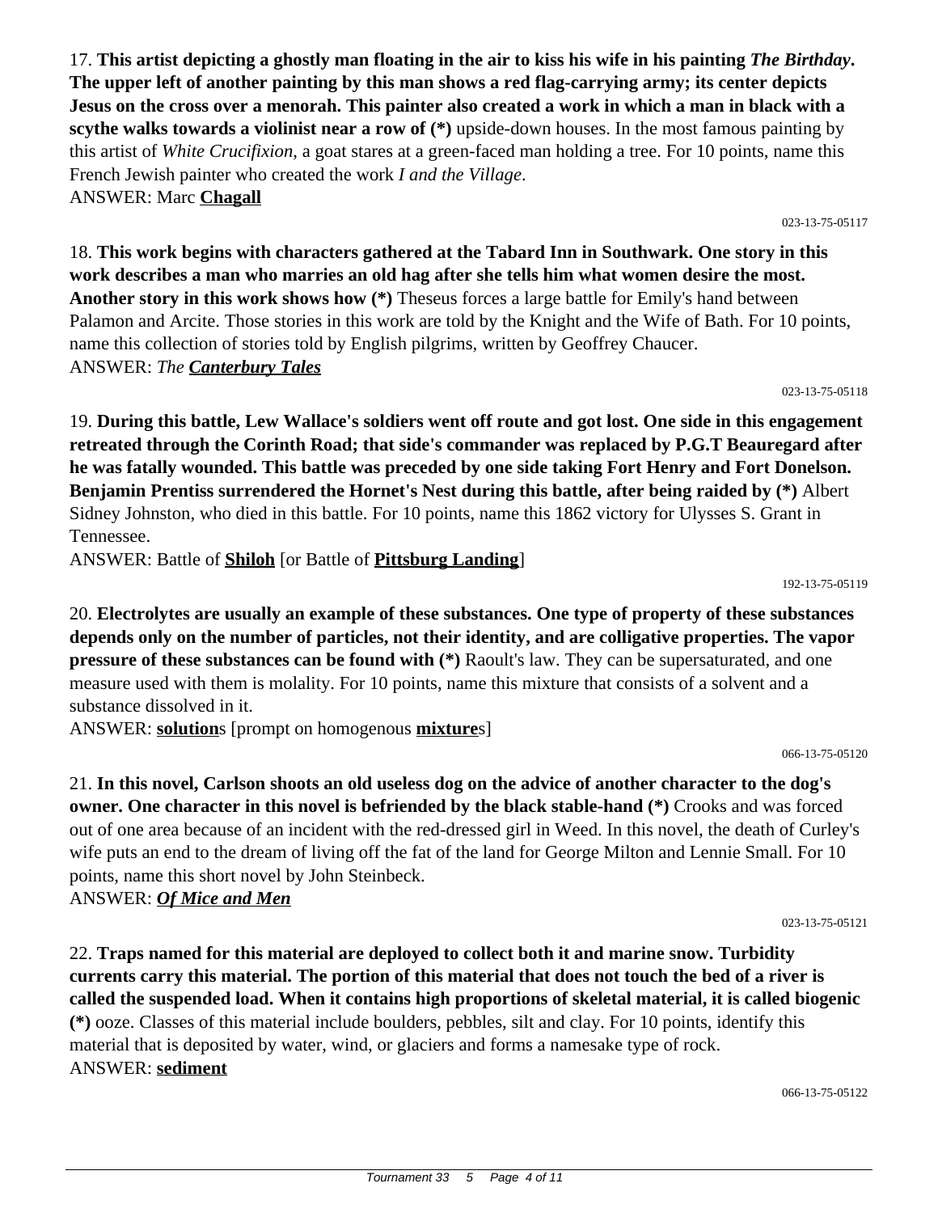17. **This artist depicting a ghostly man floating in the air to kiss his wife in his painting *The Birthday*. The upper left of another painting by this man shows a red flag-carrying army; its center depicts Jesus on the cross over a menorah. This painter also created a work in which a man in black with a scythe walks towards a violinist near a row of (*)** upside-down houses. In the most famous painting by this artist of *White Crucifixion*, a goat stares at a green-faced man holding a tree. For 10 points, name this French Jewish painter who created the work *I and the Village*.
ANSWER: Marc **Chagall**

023-13-75-05117

18. **This work begins with characters gathered at the Tabard Inn in Southwark. One story in this work describes a man who marries an old hag after she tells him what women desire the most. Another story in this work shows how (*)** Theseus forces a large battle for Emily's hand between Palamon and Arcite. Those stories in this work are told by the Knight and the Wife of Bath. For 10 points, name this collection of stories told by English pilgrims, written by Geoffrey Chaucer.
ANSWER: *The **Canterbury Tales***

023-13-75-05118

19. **During this battle, Lew Wallace's soldiers went off route and got lost. One side in this engagement retreated through the Corinth Road; that side's commander was replaced by P.G.T Beauregard after he was fatally wounded. This battle was preceded by one side taking Fort Henry and Fort Donelson. Benjamin Prentiss surrendered the Hornet's Nest during this battle, after being raided by (*)** Albert Sidney Johnston, who died in this battle. For 10 points, name this 1862 victory for Ulysses S. Grant in Tennessee.
ANSWER: Battle of **Shiloh** [or Battle of **Pittsburg Landing**]

192-13-75-05119

20. **Electrolytes are usually an example of these substances. One type of property of these substances depends only on the number of particles, not their identity, and are colligative properties. The vapor pressure of these substances can be found with (*)** Raoult's law. They can be supersaturated, and one measure used with them is molality. For 10 points, name this mixture that consists of a solvent and a substance dissolved in it.
ANSWER: **solution**s [prompt on homogenous **mixture**s]

066-13-75-05120

21. **In this novel, Carlson shoots an old useless dog on the advice of another character to the dog's owner. One character in this novel is befriended by the black stable-hand (*)** Crooks and was forced out of one area because of an incident with the red-dressed girl in Weed. In this novel, the death of Curley's wife puts an end to the dream of living off the fat of the land for George Milton and Lennie Small. For 10 points, name this short novel by John Steinbeck.
ANSWER: ***Of Mice and Men***

023-13-75-05121

22. **Traps named for this material are deployed to collect both it and marine snow. Turbidity currents carry this material. The portion of this material that does not touch the bed of a river is called the suspended load. When it contains high proportions of skeletal material, it is called biogenic (*)** ooze. Classes of this material include boulders, pebbles, silt and clay. For 10 points, identify this material that is deposited by water, wind, or glaciers and forms a namesake type of rock.
ANSWER: **sediment**

066-13-75-05122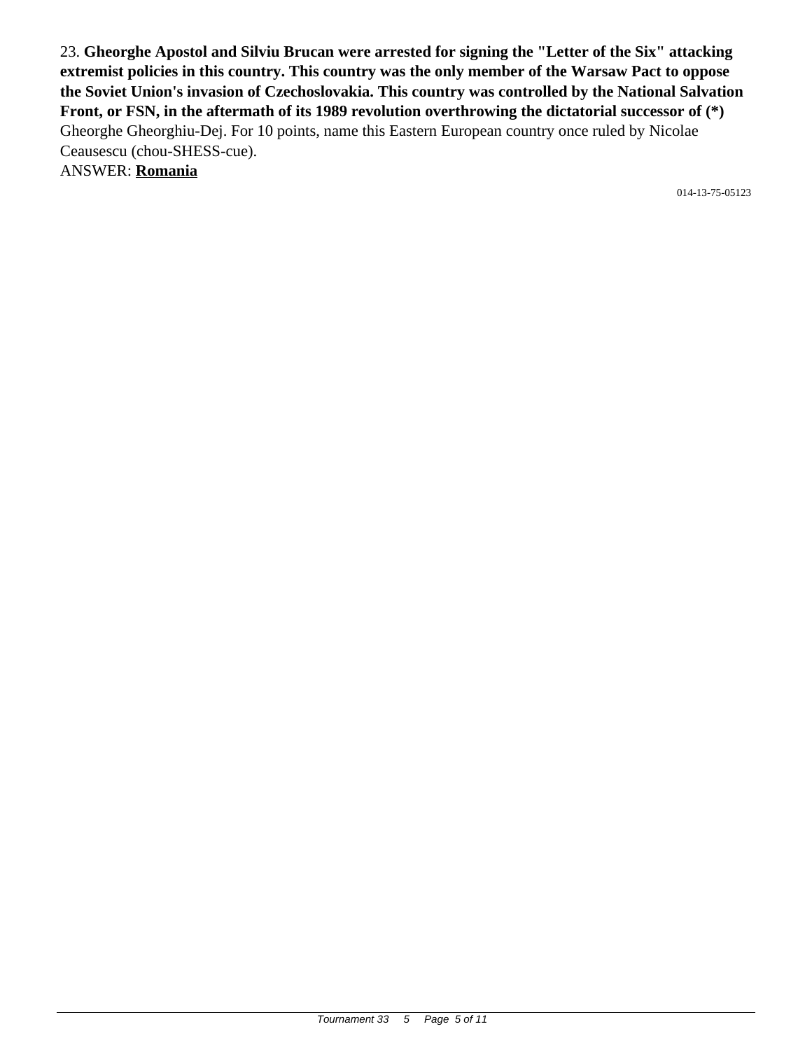23. **Gheorghe Apostol and Silviu Brucan were arrested for signing the "Letter of the Six" attacking extremist policies in this country. This country was the only member of the Warsaw Pact to oppose the Soviet Union's invasion of Czechoslovakia. This country was controlled by the National Salvation Front, or FSN, in the aftermath of its 1989 revolution overthrowing the dictatorial successor of (*)** Gheorghe Gheorghiu-Dej. For 10 points, name this Eastern European country once ruled by Nicolae Ceausescu (chou-SHESS-cue).

ANSWER: **Romania**

014-13-75-05123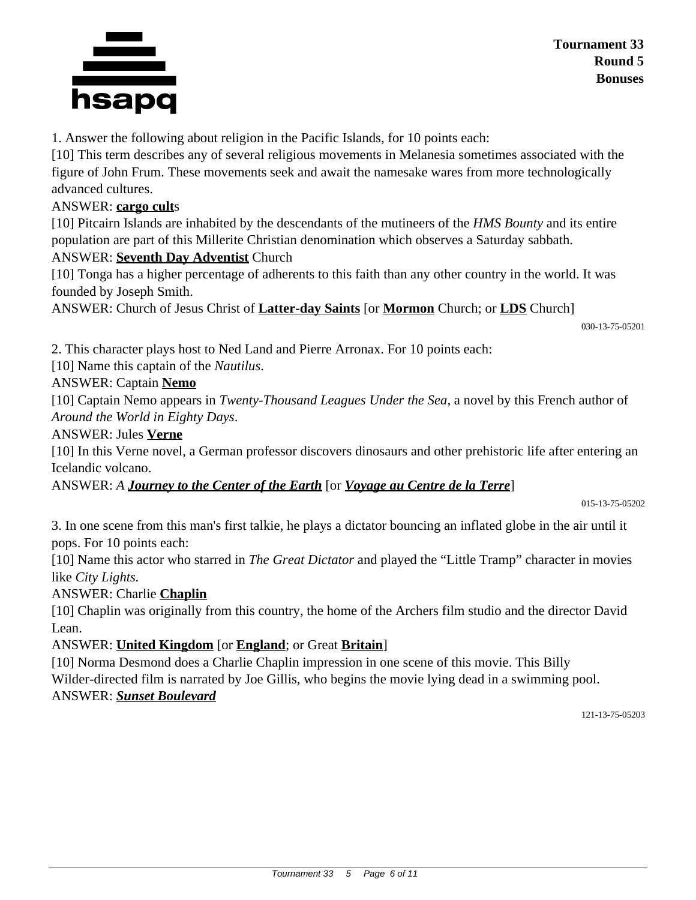**Tournament 33**
**Round 5**
**Bonuses**

1. Answer the following about religion in the Pacific Islands, for 10 points each:

[10] This term describes any of several religious movements in Melanesia sometimes associated with the figure of John Frum. These movements seek and await the namesake wares from more technologically advanced cultures.

ANSWER: **__cargo cult__**s

[10] Pitcairn Islands are inhabited by the descendants of the mutineers of the *HMS Bounty* and its entire population are part of this Millerite Christian denomination which observes a Saturday sabbath.

ANSWER: **__Seventh Day Adventist__** Church

[10] Tonga has a higher percentage of adherents to this faith than any other country in the world. It was founded by Joseph Smith.

ANSWER: Church of Jesus Christ of **__Latter-day Saints__** [or **__Mormon__** Church; or **__LDS__** Church]

030-13-75-05201

2. This character plays host to Ned Land and Pierre Arronax. For 10 points each:

[10] Name this captain of the *Nautilus*.

ANSWER: Captain **__Nemo__**

[10] Captain Nemo appears in *Twenty-Thousand Leagues Under the Sea*, a novel by this French author of *Around the World in Eighty Days*.

ANSWER: Jules **__Verne__**

[10] In this Verne novel, a German professor discovers dinosaurs and other prehistoric life after entering an Icelandic volcano.

ANSWER: *A* ***__Journey to the Center of the Earth__*** [or ***__Voyage au Centre de la Terre__***]

015-13-75-05202

3. In one scene from this man's first talkie, he plays a dictator bouncing an inflated globe in the air until it pops. For 10 points each:

[10] Name this actor who starred in *The Great Dictator* and played the "Little Tramp" character in movies like *City Lights.*

ANSWER: Charlie **__Chaplin__**

[10] Chaplin was originally from this country, the home of the Archers film studio and the director David Lean.

ANSWER: **__United Kingdom__** [or **__England__**; or Great **__Britain__**]

[10] Norma Desmond does a Charlie Chaplin impression in one scene of this movie. This Billy Wilder-directed film is narrated by Joe Gillis, who begins the movie lying dead in a swimming pool.

ANSWER: ***__Sunset Boulevard__***

121-13-75-05203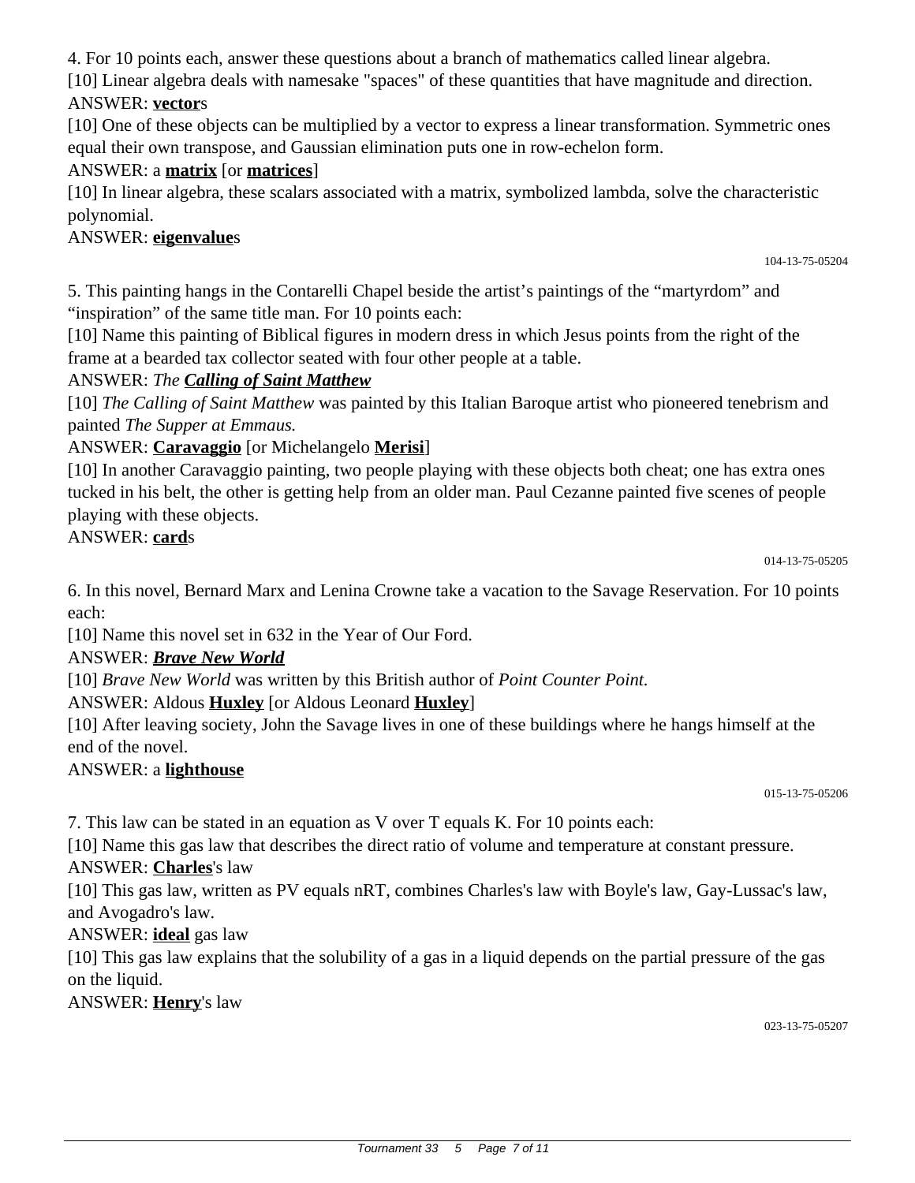4. For 10 points each, answer these questions about a branch of mathematics called linear algebra.

[10] Linear algebra deals with namesake "spaces" of these quantities that have magnitude and direction.

ANSWER: **<u>vector</u>**s

[10] One of these objects can be multiplied by a vector to express a linear transformation. Symmetric ones equal their own transpose, and Gaussian elimination puts one in row-echelon form.

ANSWER: a **<u>matrix</u>** [or **<u>matrices</u>**]

[10] In linear algebra, these scalars associated with a matrix, symbolized lambda, solve the characteristic polynomial.

ANSWER: **<u>eigenvalue</u>**s

104-13-75-05204

5. This painting hangs in the Contarelli Chapel beside the artist's paintings of the "martyrdom" and "inspiration" of the same title man. For 10 points each:

[10] Name this painting of Biblical figures in modern dress in which Jesus points from the right of the frame at a bearded tax collector seated with four other people at a table.

ANSWER: *The* ***<u>Calling of Saint Matthew</u>***

[10] *The Calling of Saint Matthew* was painted by this Italian Baroque artist who pioneered tenebrism and painted *The Supper at Emmaus.*

ANSWER: **<u>Caravaggio</u>** [or Michelangelo **<u>Merisi</u>**]

[10] In another Caravaggio painting, two people playing with these objects both cheat; one has extra ones tucked in his belt, the other is getting help from an older man. Paul Cezanne painted five scenes of people playing with these objects.

ANSWER: **<u>card</u>**s

014-13-75-05205

6. In this novel, Bernard Marx and Lenina Crowne take a vacation to the Savage Reservation. For 10 points each:

[10] Name this novel set in 632 in the Year of Our Ford.

ANSWER: ***<u>Brave New World</u>***

[10] *Brave New World* was written by this British author of *Point Counter Point.*

ANSWER: Aldous **<u>Huxley</u>** [or Aldous Leonard **<u>Huxley</u>**]

[10] After leaving society, John the Savage lives in one of these buildings where he hangs himself at the end of the novel.

ANSWER: a **<u>lighthouse</u>**

015-13-75-05206

7. This law can be stated in an equation as V over T equals K. For 10 points each:

[10] Name this gas law that describes the direct ratio of volume and temperature at constant pressure.

ANSWER: **<u>Charles</u>**'s law

[10] This gas law, written as PV equals nRT, combines Charles's law with Boyle's law, Gay-Lussac's law, and Avogadro's law.

ANSWER: **<u>ideal</u>** gas law

[10] This gas law explains that the solubility of a gas in a liquid depends on the partial pressure of the gas on the liquid.

ANSWER: **<u>Henry</u>**'s law

023-13-75-05207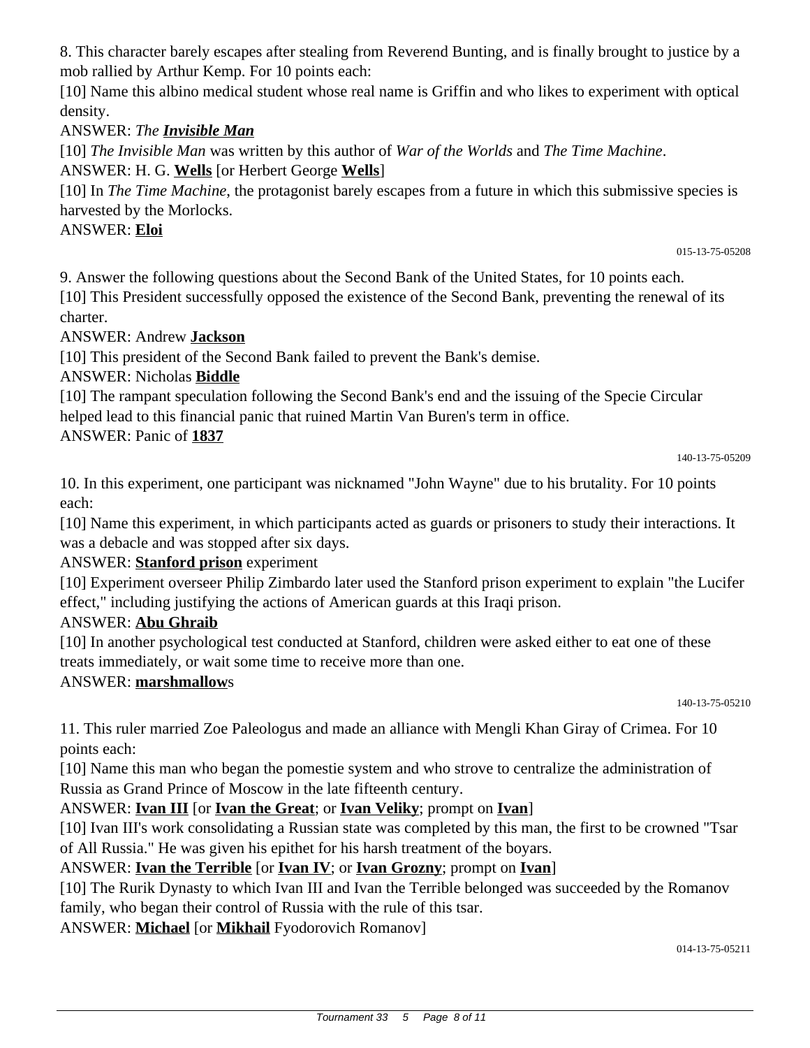8. This character barely escapes after stealing from Reverend Bunting, and is finally brought to justice by a mob rallied by Arthur Kemp. For 10 points each:

[10] Name this albino medical student whose real name is Griffin and who likes to experiment with optical density.

ANSWER: *The **Invisible Man***

[10] *The Invisible Man* was written by this author of *War of the Worlds* and *The Time Machine*.

ANSWER: H. G. **Wells** [or Herbert George **Wells**]

[10] In *The Time Machine*, the protagonist barely escapes from a future in which this submissive species is harvested by the Morlocks.

ANSWER: **Eloi**

015-13-75-05208

9. Answer the following questions about the Second Bank of the United States, for 10 points each.

[10] This President successfully opposed the existence of the Second Bank, preventing the renewal of its charter.

ANSWER: Andrew **Jackson**

[10] This president of the Second Bank failed to prevent the Bank's demise.

ANSWER: Nicholas **Biddle**

[10] The rampant speculation following the Second Bank's end and the issuing of the Specie Circular helped lead to this financial panic that ruined Martin Van Buren's term in office.

ANSWER: Panic of **1837**

140-13-75-05209

10. In this experiment, one participant was nicknamed "John Wayne" due to his brutality. For 10 points each:

[10] Name this experiment, in which participants acted as guards or prisoners to study their interactions. It was a debacle and was stopped after six days.

ANSWER: **Stanford prison** experiment

[10] Experiment overseer Philip Zimbardo later used the Stanford prison experiment to explain "the Lucifer effect," including justifying the actions of American guards at this Iraqi prison.

ANSWER: **Abu Ghraib**

[10] In another psychological test conducted at Stanford, children were asked either to eat one of these treats immediately, or wait some time to receive more than one.

ANSWER: **marshmallow**s

140-13-75-05210

11. This ruler married Zoe Paleologus and made an alliance with Mengli Khan Giray of Crimea. For 10 points each:

[10] Name this man who began the pomestie system and who strove to centralize the administration of Russia as Grand Prince of Moscow in the late fifteenth century.

ANSWER: **Ivan III** [or **Ivan the Great**; or **Ivan Veliky**; prompt on **Ivan**]

[10] Ivan III's work consolidating a Russian state was completed by this man, the first to be crowned "Tsar of All Russia." He was given his epithet for his harsh treatment of the boyars.

ANSWER: **Ivan the Terrible** [or **Ivan IV**; or **Ivan Grozny**; prompt on **Ivan**]

[10] The Rurik Dynasty to which Ivan III and Ivan the Terrible belonged was succeeded by the Romanov family, who began their control of Russia with the rule of this tsar.

ANSWER: **Michael** [or **Mikhail** Fyodorovich Romanov]

014-13-75-05211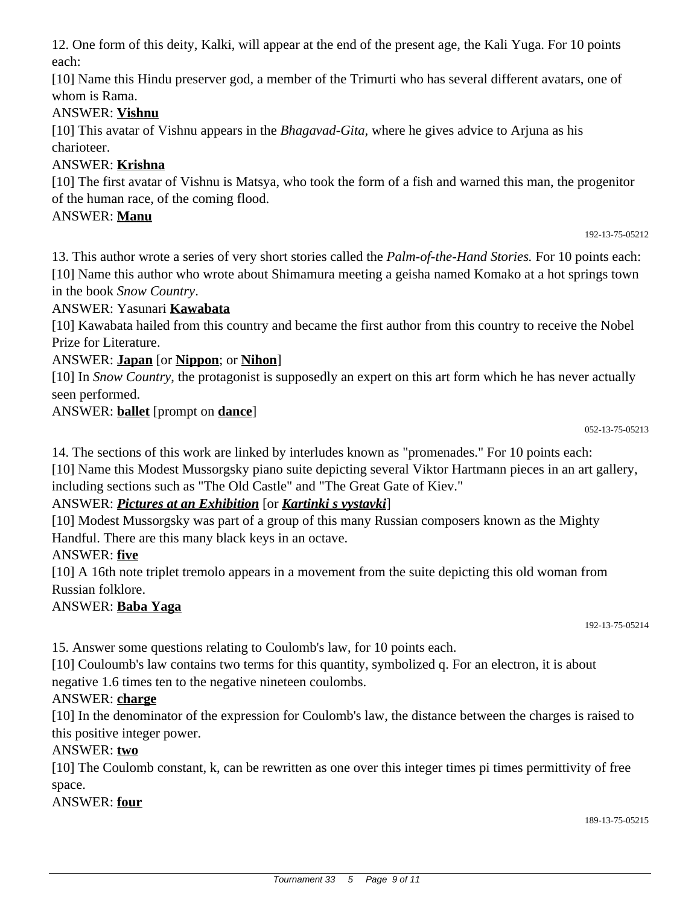12. One form of this deity, Kalki, will appear at the end of the present age, the Kali Yuga. For 10 points each:

[10] Name this Hindu preserver god, a member of the Trimurti who has several different avatars, one of whom is Rama.

ANSWER: **Vishnu**

[10] This avatar of Vishnu appears in the *Bhagavad-Gita*, where he gives advice to Arjuna as his charioteer.

ANSWER: **Krishna**

[10] The first avatar of Vishnu is Matsya, who took the form of a fish and warned this man, the progenitor of the human race, of the coming flood.

ANSWER: **Manu**

192-13-75-05212

13. This author wrote a series of very short stories called the *Palm-of-the-Hand Stories.* For 10 points each:

[10] Name this author who wrote about Shimamura meeting a geisha named Komako at a hot springs town in the book *Snow Country*.

ANSWER: Yasunari **Kawabata**

[10] Kawabata hailed from this country and became the first author from this country to receive the Nobel Prize for Literature.

ANSWER: **Japan** [or **Nippon**; or **Nihon**]

[10] In *Snow Country*, the protagonist is supposedly an expert on this art form which he has never actually seen performed.

ANSWER: **ballet** [prompt on **dance**]

052-13-75-05213

14. The sections of this work are linked by interludes known as "promenades." For 10 points each:

[10] Name this Modest Mussorgsky piano suite depicting several Viktor Hartmann pieces in an art gallery, including sections such as "The Old Castle" and "The Great Gate of Kiev."

ANSWER: ***Pictures at an Exhibition*** [or ***Kartinki s vystavki***]

[10] Modest Mussorgsky was part of a group of this many Russian composers known as the Mighty Handful. There are this many black keys in an octave.

ANSWER: **five**

[10] A 16th note triplet tremolo appears in a movement from the suite depicting this old woman from Russian folklore.

ANSWER: **Baba Yaga**

192-13-75-05214

15. Answer some questions relating to Coulomb's law, for 10 points each.

[10] Couloumb's law contains two terms for this quantity, symbolized q. For an electron, it is about negative 1.6 times ten to the negative nineteen coulombs.

ANSWER: **charge**

[10] In the denominator of the expression for Coulomb's law, the distance between the charges is raised to this positive integer power.

ANSWER: **two**

[10] The Coulomb constant, k, can be rewritten as one over this integer times pi times permittivity of free space.

ANSWER: **four**

189-13-75-05215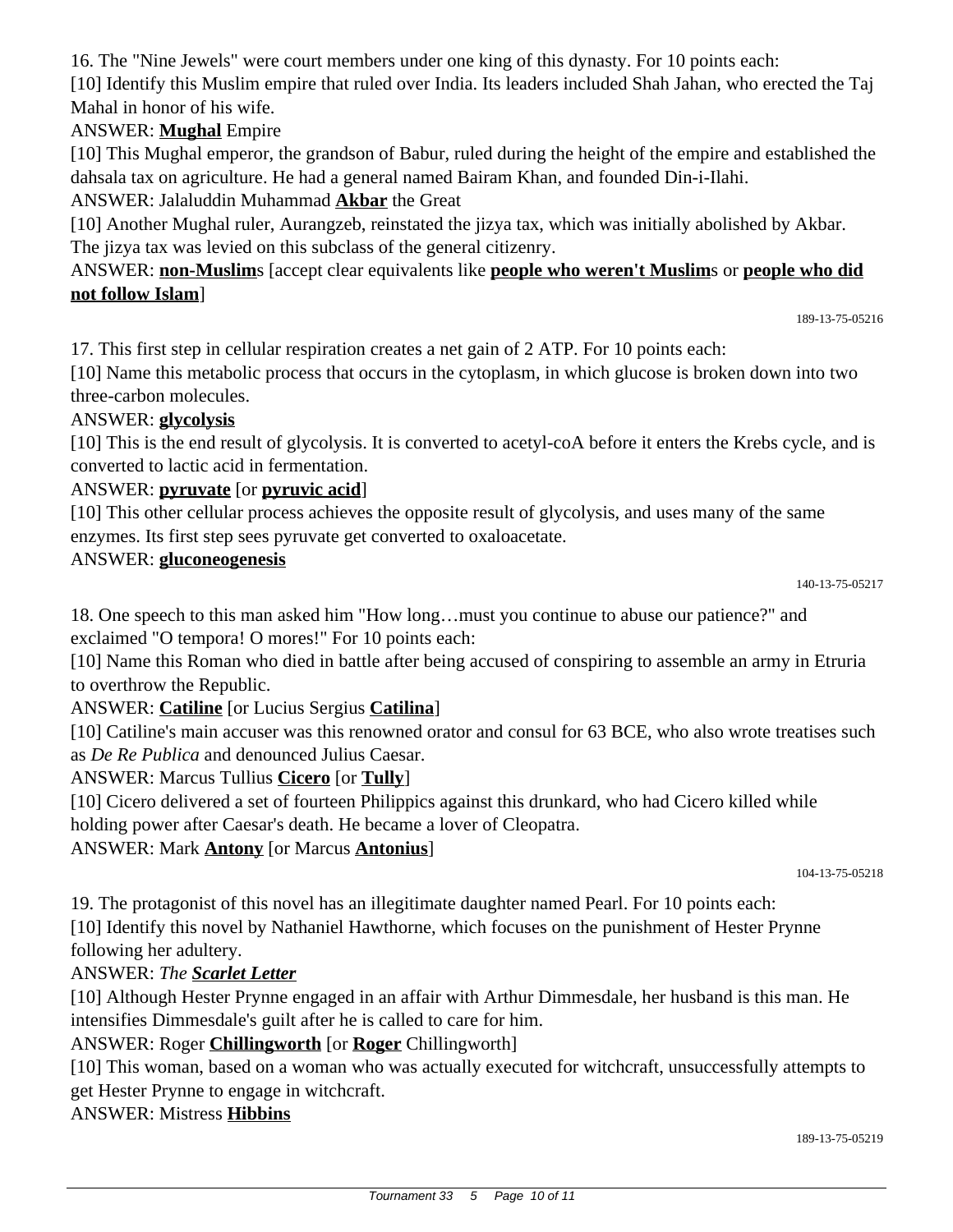16. The "Nine Jewels" were court members under one king of this dynasty. For 10 points each:

[10] Identify this Muslim empire that ruled over India. Its leaders included Shah Jahan, who erected the Taj Mahal in honor of his wife.

ANSWER: **Mughal** Empire

[10] This Mughal emperor, the grandson of Babur, ruled during the height of the empire and established the dahsala tax on agriculture. He had a general named Bairam Khan, and founded Din-i-Ilahi.

ANSWER: Jalaluddin Muhammad **Akbar** the Great

[10] Another Mughal ruler, Aurangzeb, reinstated the jizya tax, which was initially abolished by Akbar. The jizya tax was levied on this subclass of the general citizenry.

ANSWER: **non-Muslim**s [accept clear equivalents like **people who weren't Muslim**s or **people who did not follow Islam**]

189-13-75-05216

17. This first step in cellular respiration creates a net gain of 2 ATP. For 10 points each:

[10] Name this metabolic process that occurs in the cytoplasm, in which glucose is broken down into two three-carbon molecules.

ANSWER: **glycolysis**

[10] This is the end result of glycolysis. It is converted to acetyl-coA before it enters the Krebs cycle, and is converted to lactic acid in fermentation.

ANSWER: **pyruvate** [or **pyruvic acid**]

[10] This other cellular process achieves the opposite result of glycolysis, and uses many of the same enzymes. Its first step sees pyruvate get converted to oxaloacetate.

ANSWER: **gluconeogenesis**

140-13-75-05217

18. One speech to this man asked him "How long…must you continue to abuse our patience?" and exclaimed "O tempora! O mores!" For 10 points each:

[10] Name this Roman who died in battle after being accused of conspiring to assemble an army in Etruria to overthrow the Republic.

ANSWER: **Catiline** [or Lucius Sergius **Catilina**]

[10] Catiline's main accuser was this renowned orator and consul for 63 BCE, who also wrote treatises such as *De Re Publica* and denounced Julius Caesar.

ANSWER: Marcus Tullius **Cicero** [or **Tully**]

[10] Cicero delivered a set of fourteen Philippics against this drunkard, who had Cicero killed while holding power after Caesar's death. He became a lover of Cleopatra.

ANSWER: Mark **Antony** [or Marcus **Antonius**]

104-13-75-05218

19. The protagonist of this novel has an illegitimate daughter named Pearl. For 10 points each:

[10] Identify this novel by Nathaniel Hawthorne, which focuses on the punishment of Hester Prynne following her adultery.

ANSWER: *The* ***Scarlet Letter***

[10] Although Hester Prynne engaged in an affair with Arthur Dimmesdale, her husband is this man. He intensifies Dimmesdale's guilt after he is called to care for him.

ANSWER: Roger **Chillingworth** [or **Roger** Chillingworth]

[10] This woman, based on a woman who was actually executed for witchcraft, unsuccessfully attempts to get Hester Prynne to engage in witchcraft.

ANSWER: Mistress **Hibbins**

189-13-75-05219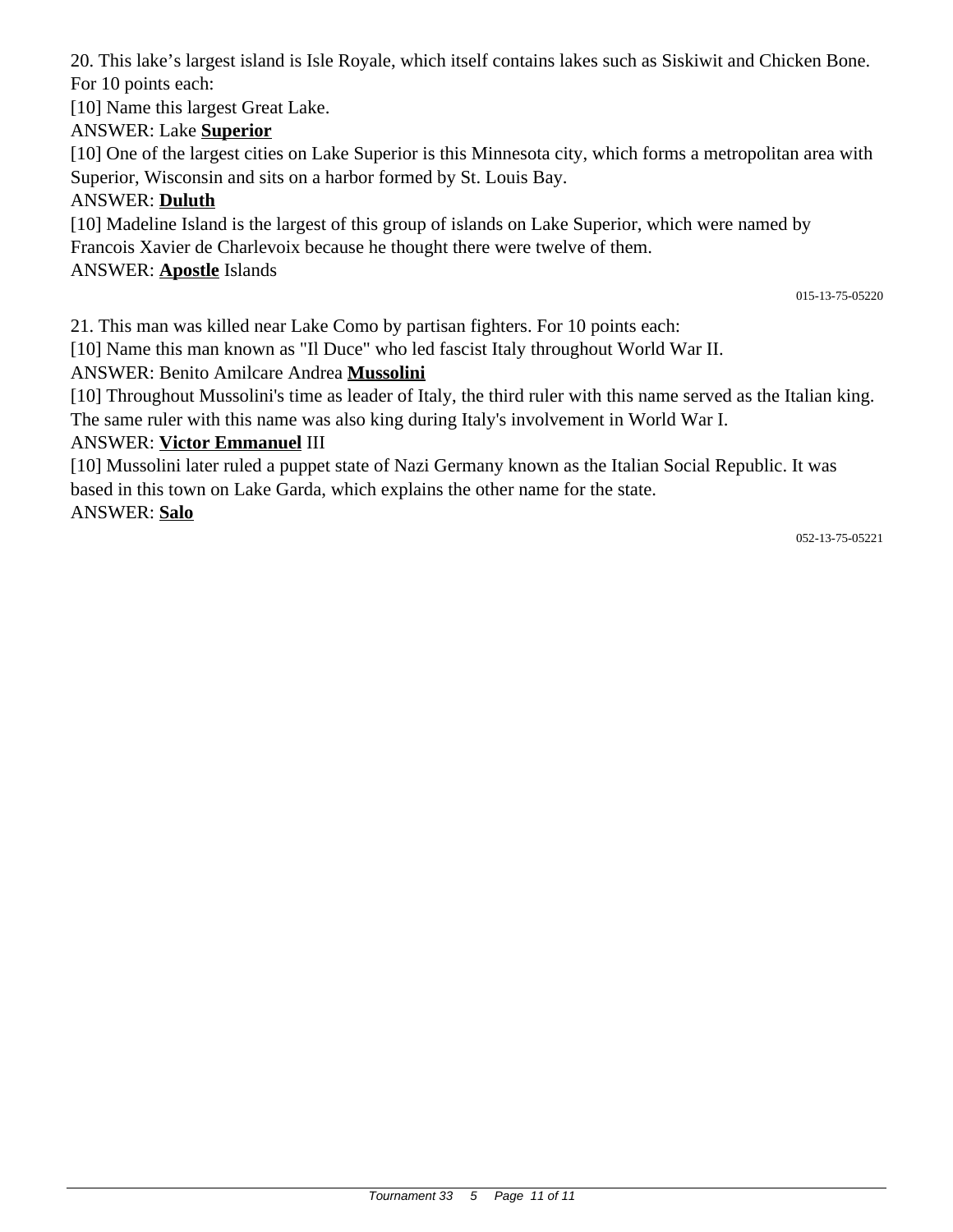20. This lake's largest island is Isle Royale, which itself contains lakes such as Siskiwit and Chicken Bone. For 10 points each:

[10] Name this largest Great Lake.

ANSWER: Lake **Superior**

[10] One of the largest cities on Lake Superior is this Minnesota city, which forms a metropolitan area with Superior, Wisconsin and sits on a harbor formed by St. Louis Bay.

ANSWER: **Duluth**

[10] Madeline Island is the largest of this group of islands on Lake Superior, which were named by Francois Xavier de Charlevoix because he thought there were twelve of them.

ANSWER: **Apostle** Islands

015-13-75-05220

21. This man was killed near Lake Como by partisan fighters. For 10 points each:

[10] Name this man known as "Il Duce" who led fascist Italy throughout World War II.

ANSWER: Benito Amilcare Andrea **Mussolini**

[10] Throughout Mussolini's time as leader of Italy, the third ruler with this name served as the Italian king. The same ruler with this name was also king during Italy's involvement in World War I.

ANSWER: **Victor Emmanuel** III

[10] Mussolini later ruled a puppet state of Nazi Germany known as the Italian Social Republic. It was based in this town on Lake Garda, which explains the other name for the state.

ANSWER: **Salo**

052-13-75-05221